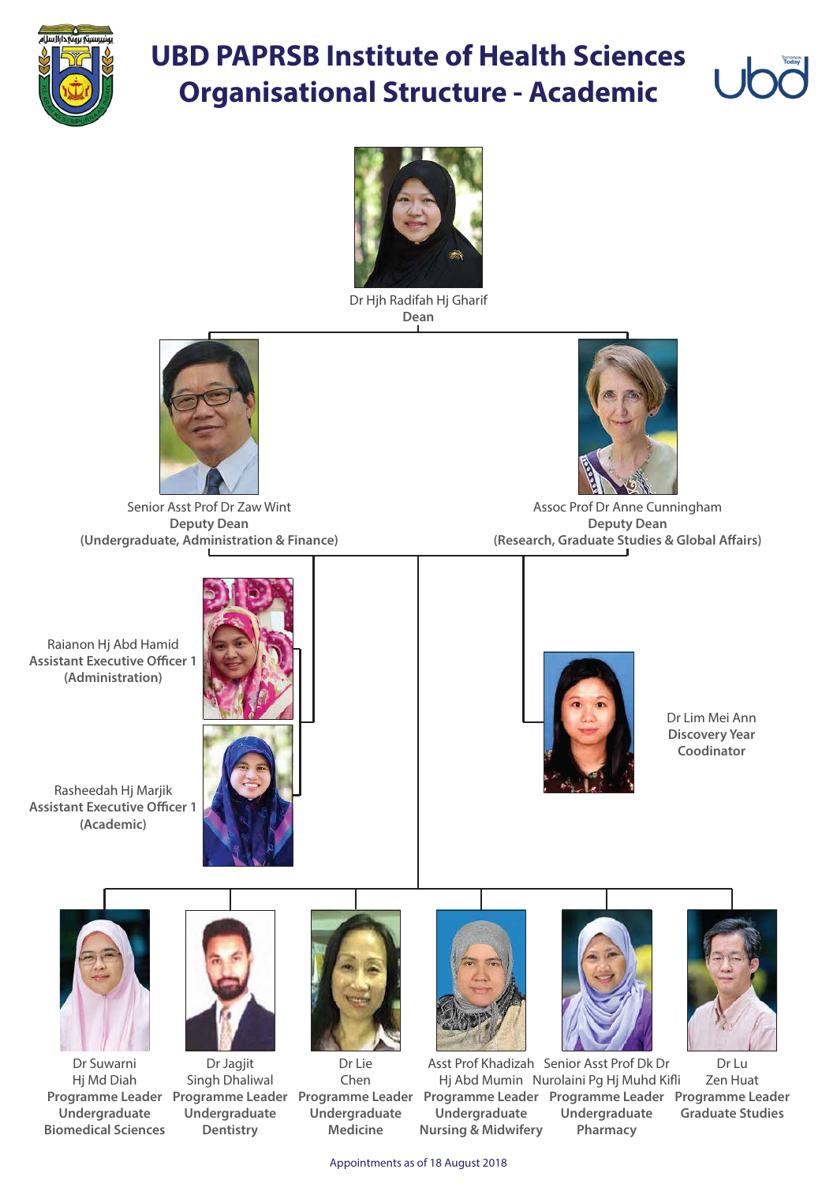# UBD PAPRSB Institute of Health Sciences
# Organisational Structure - Academic

Dr Hjh Radifah Hj Gharif
**Dean**

Senior Asst Prof Dr Zaw Wint
**Deputy Dean**
**(Undergraduate, Administration & Finance)**

Assoc Prof Dr Anne Cunningham
**Deputy Dean**
**(Research, Graduate Studies & Global Affairs)**

Raianon Hj Abd Hamid
**Assistant Executive Officer 1**
**(Administration)**

Rasheedah Hj Marjik
**Assistant Executive Officer 1**
**(Academic)**

Dr Lim Mei Ann
**Discovery Year**
**Coodinator**

Dr Suwarni Hj Md Diah
**Programme Leader**
**Undergraduate**
**Biomedical Sciences**

Dr Jagjit Singh Dhaliwal
**Programme Leader**
**Undergraduate**
**Dentistry**

Dr Lie Chen
**Programme Leader**
**Undergraduate**
**Medicine**

Asst Prof Khadizah Hj Abd Mumin
**Programme Leader**
**Undergraduate**
**Nursing & Midwifery**

Senior Asst Prof Dk Dr Nurolaini Pg Hj Muhd Kifli
**Programme Leader**
**Undergraduate**
**Pharmacy**

Dr Lu Zen Huat
**Programme Leader**
**Graduate Studies**

Appointments as of 18 August 2018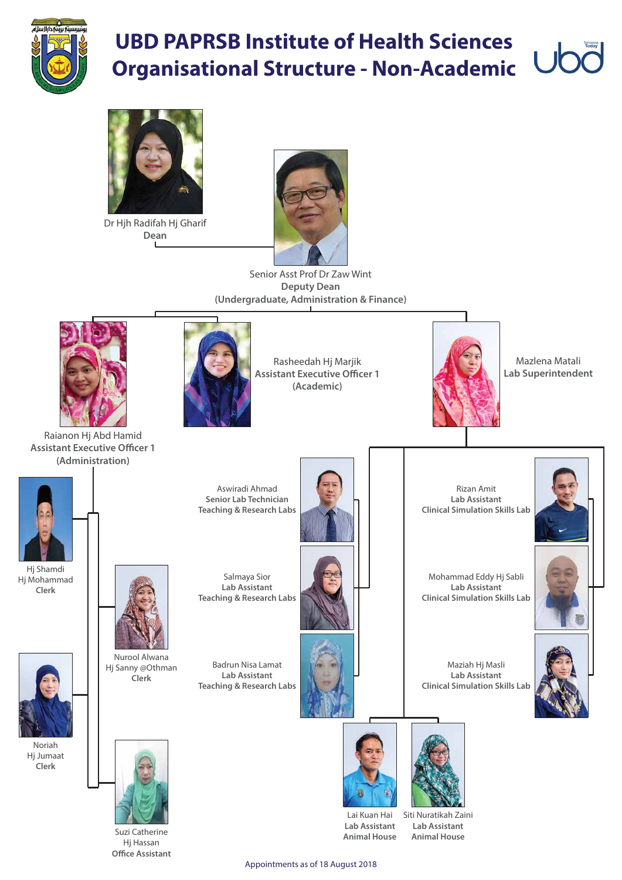# UBD PAPRSB Institute of Health Sciences
# Organisational Structure - Non-Academic

Dr Hjh Radifah Hj Gharif
**Dean**

Senior Asst Prof Dr Zaw Wint
**Deputy Dean**
**(Undergraduate, Administration & Finance)**

Raianon Hj Abd Hamid
**Assistant Executive Officer 1**
**(Administration)**

Rasheedah Hj Marjik
**Assistant Executive Officer 1**
**(Academic)**

Mazlena Matali
**Lab Superintendent**

Hj Shamdi
Hj Mohammad
**Clerk**

Nurool Alwana
Hj Sanny @Othman
**Clerk**

Noriah
Hj Jumaat
**Clerk**

Suzi Catherine
Hj Hassan
**Office Assistant**

Aswiradi Ahmad
**Senior Lab Technician**
**Teaching & Research Labs**

Salmaya Sior
**Lab Assistant**
**Teaching & Research Labs**

Badrun Nisa Lamat
**Lab Assistant**
**Teaching & Research Labs**

Rizan Amit
**Lab Assistant**
**Clinical Simulation Skills Lab**

Mohammad Eddy Hj Sabli
**Lab Assistant**
**Clinical Simulation Skills Lab**

Maziah Hj Masli
**Lab Assistant**
**Clinical Simulation Skills Lab**

Lai Kuan Hai
**Lab Assistant**
**Animal House**

Siti Nuratikah Zaini
**Lab Assistant**
**Animal House**

Appointments as of 18 August 2018